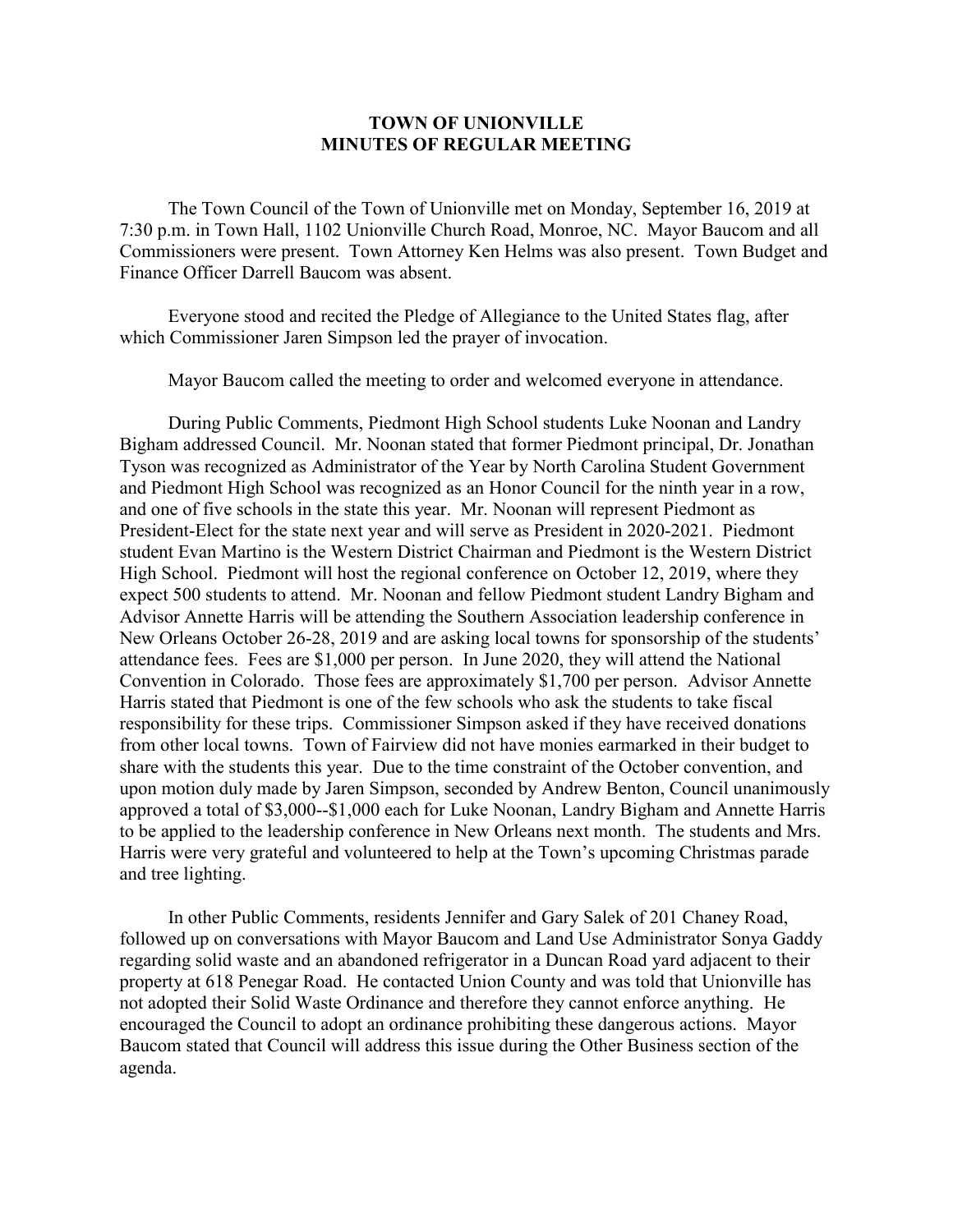# TOWN OF UNIONVILLE
# MINUTES OF REGULAR MEETING

The Town Council of the Town of Unionville met on Monday, September 16, 2019 at 7:30 p.m. in Town Hall, 1102 Unionville Church Road, Monroe, NC. Mayor Baucom and all Commissioners were present. Town Attorney Ken Helms was also present. Town Budget and Finance Officer Darrell Baucom was absent.

Everyone stood and recited the Pledge of Allegiance to the United States flag, after which Commissioner Jaren Simpson led the prayer of invocation.

Mayor Baucom called the meeting to order and welcomed everyone in attendance.

During Public Comments, Piedmont High School students Luke Noonan and Landry Bigham addressed Council. Mr. Noonan stated that former Piedmont principal, Dr. Jonathan Tyson was recognized as Administrator of the Year by North Carolina Student Government and Piedmont High School was recognized as an Honor Council for the ninth year in a row, and one of five schools in the state this year. Mr. Noonan will represent Piedmont as President-Elect for the state next year and will serve as President in 2020-2021. Piedmont student Evan Martino is the Western District Chairman and Piedmont is the Western District High School. Piedmont will host the regional conference on October 12, 2019, where they expect 500 students to attend. Mr. Noonan and fellow Piedmont student Landry Bigham and Advisor Annette Harris will be attending the Southern Association leadership conference in New Orleans October 26-28, 2019 and are asking local towns for sponsorship of the students' attendance fees. Fees are $1,000 per person. In June 2020, they will attend the National Convention in Colorado. Those fees are approximately $1,700 per person. Advisor Annette Harris stated that Piedmont is one of the few schools who ask the students to take fiscal responsibility for these trips. Commissioner Simpson asked if they have received donations from other local towns. Town of Fairview did not have monies earmarked in their budget to share with the students this year. Due to the time constraint of the October convention, and upon motion duly made by Jaren Simpson, seconded by Andrew Benton, Council unanimously approved a total of $3,000--$1,000 each for Luke Noonan, Landry Bigham and Annette Harris to be applied to the leadership conference in New Orleans next month. The students and Mrs. Harris were very grateful and volunteered to help at the Town's upcoming Christmas parade and tree lighting.

In other Public Comments, residents Jennifer and Gary Salek of 201 Chaney Road, followed up on conversations with Mayor Baucom and Land Use Administrator Sonya Gaddy regarding solid waste and an abandoned refrigerator in a Duncan Road yard adjacent to their property at 618 Penegar Road. He contacted Union County and was told that Unionville has not adopted their Solid Waste Ordinance and therefore they cannot enforce anything. He encouraged the Council to adopt an ordinance prohibiting these dangerous actions. Mayor Baucom stated that Council will address this issue during the Other Business section of the agenda.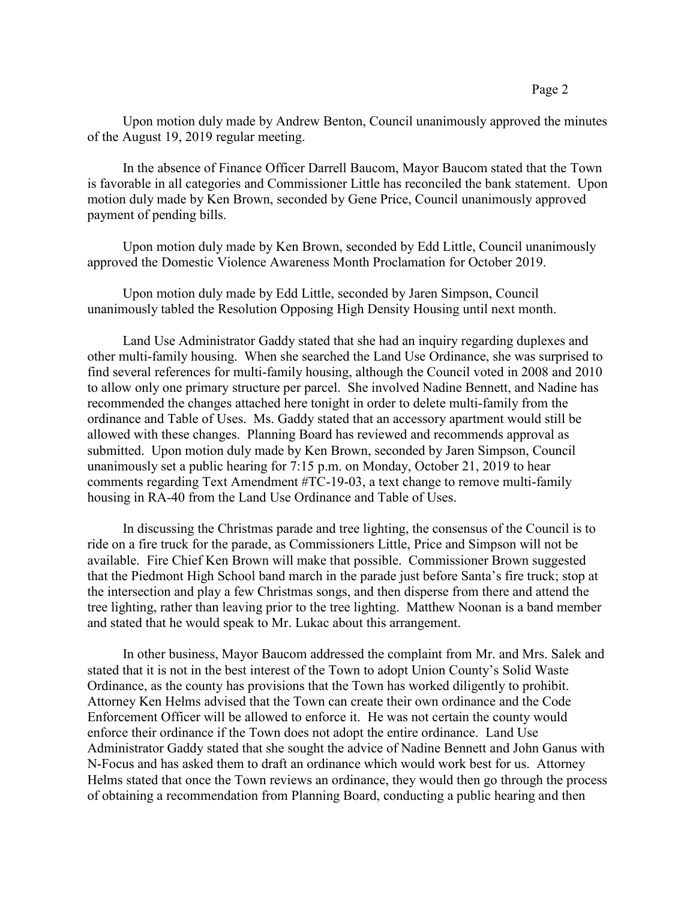Upon motion duly made by Andrew Benton, Council unanimously approved the minutes of the August 19, 2019 regular meeting.

In the absence of Finance Officer Darrell Baucom, Mayor Baucom stated that the Town is favorable in all categories and Commissioner Little has reconciled the bank statement. Upon motion duly made by Ken Brown, seconded by Gene Price, Council unanimously approved payment of pending bills.

Upon motion duly made by Ken Brown, seconded by Edd Little, Council unanimously approved the Domestic Violence Awareness Month Proclamation for October 2019.

Upon motion duly made by Edd Little, seconded by Jaren Simpson, Council unanimously tabled the Resolution Opposing High Density Housing until next month.

Land Use Administrator Gaddy stated that she had an inquiry regarding duplexes and other multi-family housing. When she searched the Land Use Ordinance, she was surprised to find several references for multi-family housing, although the Council voted in 2008 and 2010 to allow only one primary structure per parcel. She involved Nadine Bennett, and Nadine has recommended the changes attached here tonight in order to delete multi-family from the ordinance and Table of Uses. Ms. Gaddy stated that an accessory apartment would still be allowed with these changes. Planning Board has reviewed and recommends approval as submitted. Upon motion duly made by Ken Brown, seconded by Jaren Simpson, Council unanimously set a public hearing for 7:15 p.m. on Monday, October 21, 2019 to hear comments regarding Text Amendment #TC-19-03, a text change to remove multi-family housing in RA-40 from the Land Use Ordinance and Table of Uses.

In discussing the Christmas parade and tree lighting, the consensus of the Council is to ride on a fire truck for the parade, as Commissioners Little, Price and Simpson will not be available. Fire Chief Ken Brown will make that possible. Commissioner Brown suggested that the Piedmont High School band march in the parade just before Santa's fire truck; stop at the intersection and play a few Christmas songs, and then disperse from there and attend the tree lighting, rather than leaving prior to the tree lighting. Matthew Noonan is a band member and stated that he would speak to Mr. Lukac about this arrangement.

In other business, Mayor Baucom addressed the complaint from Mr. and Mrs. Salek and stated that it is not in the best interest of the Town to adopt Union County's Solid Waste Ordinance, as the county has provisions that the Town has worked diligently to prohibit. Attorney Ken Helms advised that the Town can create their own ordinance and the Code Enforcement Officer will be allowed to enforce it. He was not certain the county would enforce their ordinance if the Town does not adopt the entire ordinance. Land Use Administrator Gaddy stated that she sought the advice of Nadine Bennett and John Ganus with N-Focus and has asked them to draft an ordinance which would work best for us. Attorney Helms stated that once the Town reviews an ordinance, they would then go through the process of obtaining a recommendation from Planning Board, conducting a public hearing and then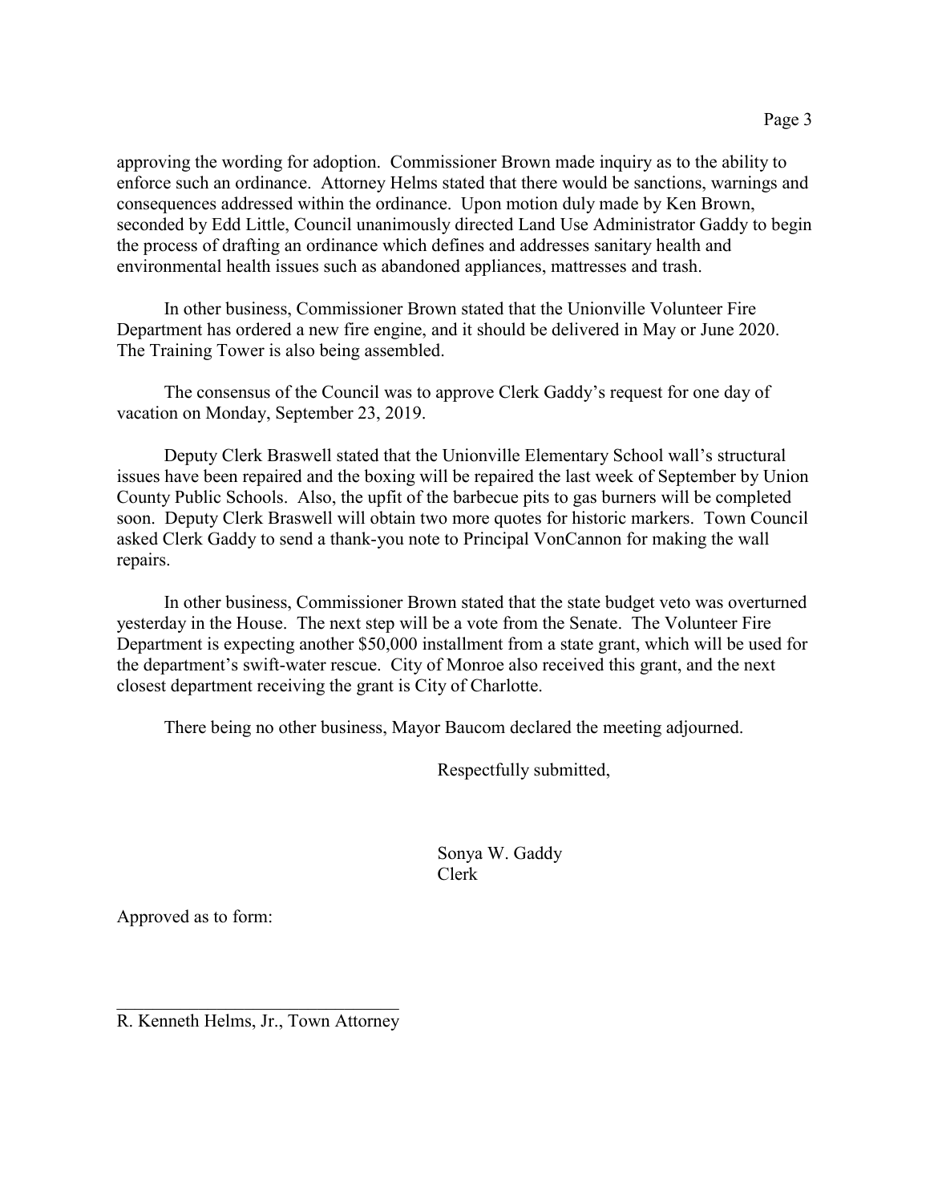approving the wording for adoption. Commissioner Brown made inquiry as to the ability to enforce such an ordinance. Attorney Helms stated that there would be sanctions, warnings and consequences addressed within the ordinance. Upon motion duly made by Ken Brown, seconded by Edd Little, Council unanimously directed Land Use Administrator Gaddy to begin the process of drafting an ordinance which defines and addresses sanitary health and environmental health issues such as abandoned appliances, mattresses and trash.

In other business, Commissioner Brown stated that the Unionville Volunteer Fire Department has ordered a new fire engine, and it should be delivered in May or June 2020. The Training Tower is also being assembled.

The consensus of the Council was to approve Clerk Gaddy's request for one day of vacation on Monday, September 23, 2019.

Deputy Clerk Braswell stated that the Unionville Elementary School wall's structural issues have been repaired and the boxing will be repaired the last week of September by Union County Public Schools. Also, the upfit of the barbecue pits to gas burners will be completed soon. Deputy Clerk Braswell will obtain two more quotes for historic markers. Town Council asked Clerk Gaddy to send a thank-you note to Principal VonCannon for making the wall repairs.

In other business, Commissioner Brown stated that the state budget veto was overturned yesterday in the House. The next step will be a vote from the Senate. The Volunteer Fire Department is expecting another $50,000 installment from a state grant, which will be used for the department's swift-water rescue. City of Monroe also received this grant, and the next closest department receiving the grant is City of Charlotte.

There being no other business, Mayor Baucom declared the meeting adjourned.

Respectfully submitted,

Sonya W. Gaddy
Clerk

Approved as to form:

\_\_\_\_\_\_\_\_\_\_\_\_\_\_\_\_\_\_\_\_\_\_\_\_\_\_\_\_\_\_\_\_
R. Kenneth Helms, Jr., Town Attorney